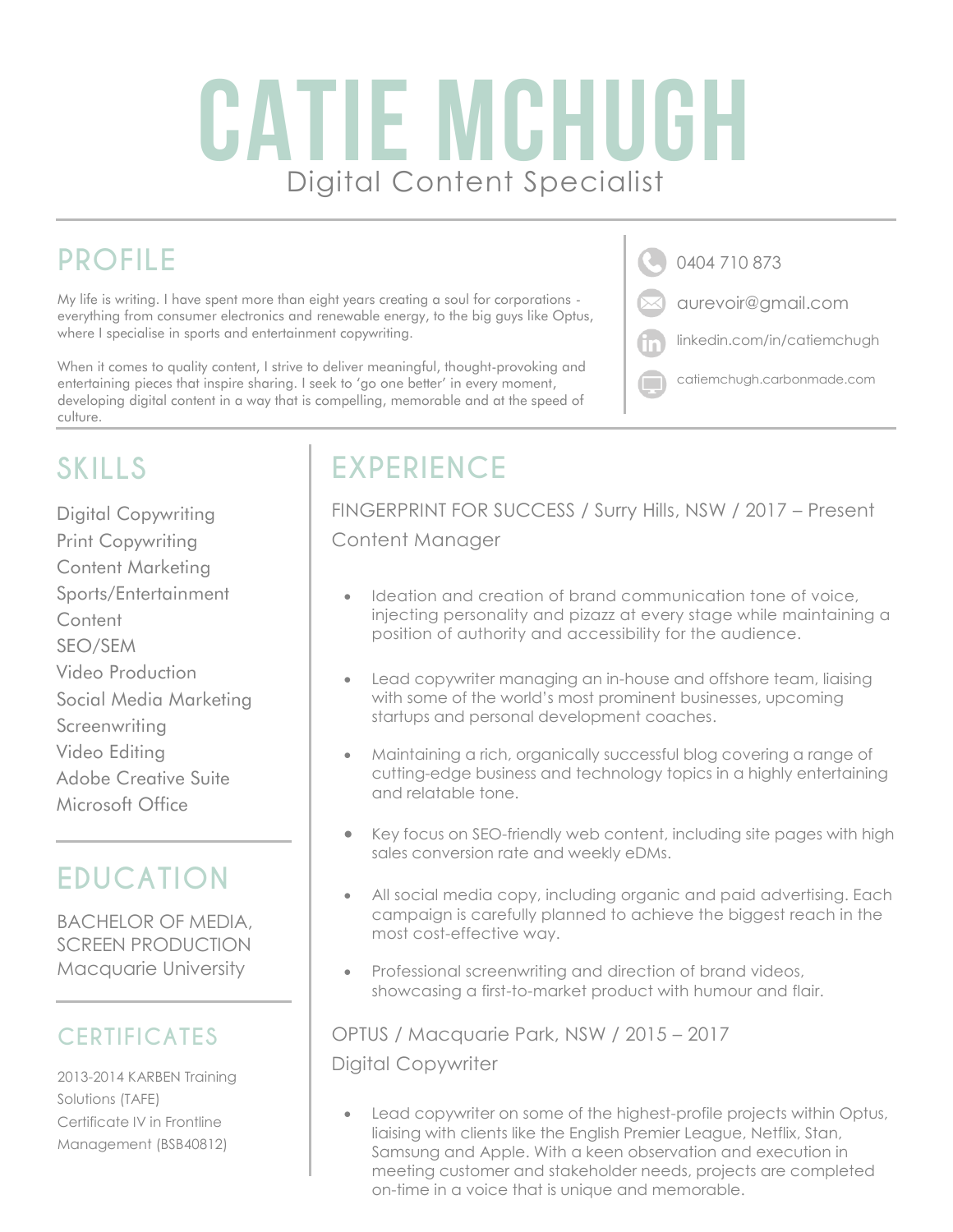# CATIE MCHUGH

Digital Content Specialist

## PROFILE

My life is writing. I have spent more than eight years creating a soul for corporations - everything from consumer electronics and renewable energy, to the big guys like Optus, where I specialise in sports and entertainment copywriting.

When it comes to quality content, I strive to deliver meaningful, thought-provoking and entertaining pieces that inspire sharing. I seek to 'go one better' in every moment, developing digital content in a way that is compelling, memorable and at the speed of culture.

- 0404 710 873
- aurevoir@gmail.com
- linkedin.com/in/catiemchugh
- catiemchugh.carbonmade.com

## SKILLS

Digital Copywriting
Print Copywriting
Content Marketing
Sports/Entertainment Content
SEO/SEM
Video Production
Social Media Marketing
Screenwriting
Video Editing
Adobe Creative Suite
Microsoft Office

## EDUCATION

BACHELOR OF MEDIA, SCREEN PRODUCTION
Macquarie University

## CERTIFICATES

2013-2014 KARBEN Training Solutions (TAFE)
Certificate IV in Frontline Management (BSB40812)

## EXPERIENCE

FINGERPRINT FOR SUCCESS / Surry Hills, NSW / 2017 – Present
Content Manager

- Ideation and creation of brand communication tone of voice, injecting personality and pizazz at every stage while maintaining a position of authority and accessibility for the audience.
- Lead copywriter managing an in-house and offshore team, liaising with some of the world's most prominent businesses, upcoming startups and personal development coaches.
- Maintaining a rich, organically successful blog covering a range of cutting-edge business and technology topics in a highly entertaining and relatable tone.
- Key focus on SEO-friendly web content, including site pages with high sales conversion rate and weekly eDMs.
- All social media copy, including organic and paid advertising. Each campaign is carefully planned to achieve the biggest reach in the most cost-effective way.
- Professional screenwriting and direction of brand videos, showcasing a first-to-market product with humour and flair.

OPTUS / Macquarie Park, NSW / 2015 – 2017
Digital Copywriter

- Lead copywriter on some of the highest-profile projects within Optus, liaising with clients like the English Premier League, Netflix, Stan, Samsung and Apple. With a keen observation and execution in meeting customer and stakeholder needs, projects are completed on-time in a voice that is unique and memorable.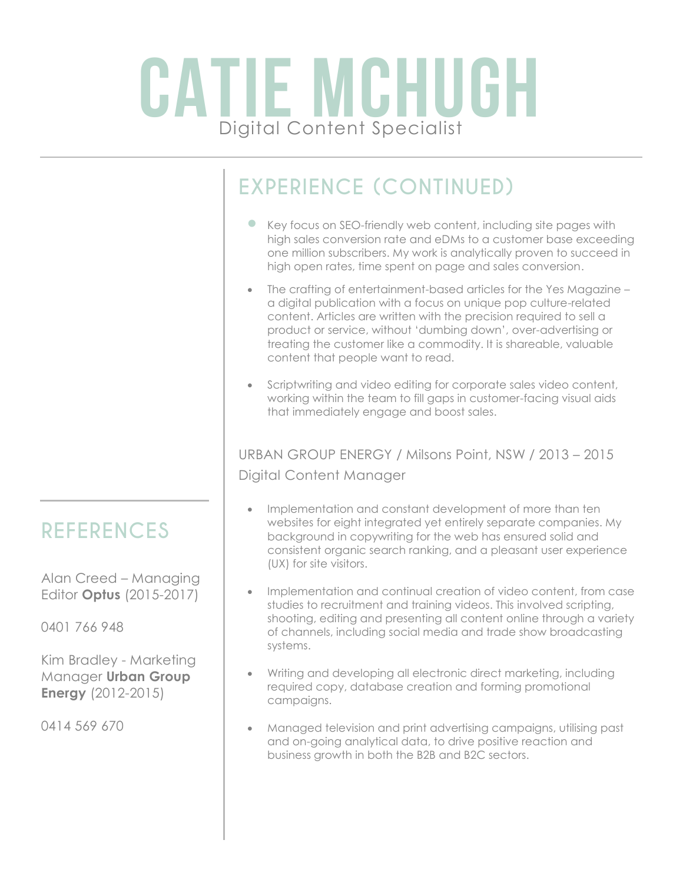# CATIE MCHUGH

Digital Content Specialist

## EXPERIENCE (CONTINUED)

- Key focus on SEO-friendly web content, including site pages with high sales conversion rate and eDMs to a customer base exceeding one million subscribers. My work is analytically proven to succeed in high open rates, time spent on page and sales conversion.
- The crafting of entertainment-based articles for the Yes Magazine – a digital publication with a focus on unique pop culture-related content. Articles are written with the precision required to sell a product or service, without 'dumbing down', over-advertising or treating the customer like a commodity. It is shareable, valuable content that people want to read.
- Scriptwriting and video editing for corporate sales video content, working within the team to fill gaps in customer-facing visual aids that immediately engage and boost sales.

URBAN GROUP ENERGY / Milsons Point, NSW / 2013 – 2015

Digital Content Manager

- Implementation and constant development of more than ten websites for eight integrated yet entirely separate companies. My background in copywriting for the web has ensured solid and consistent organic search ranking, and a pleasant user experience (UX) for site visitors.
- Implementation and continual creation of video content, from case studies to recruitment and training videos. This involved scripting, shooting, editing and presenting all content online through a variety of channels, including social media and trade show broadcasting systems.
- Writing and developing all electronic direct marketing, including required copy, database creation and forming promotional campaigns.
- Managed television and print advertising campaigns, utilising past and on-going analytical data, to drive positive reaction and business growth in both the B2B and B2C sectors.

## REFERENCES

Alan Creed – Managing Editor **Optus** (2015-2017)

0401 766 948

Kim Bradley - Marketing Manager **Urban Group Energy** (2012-2015)

0414 569 670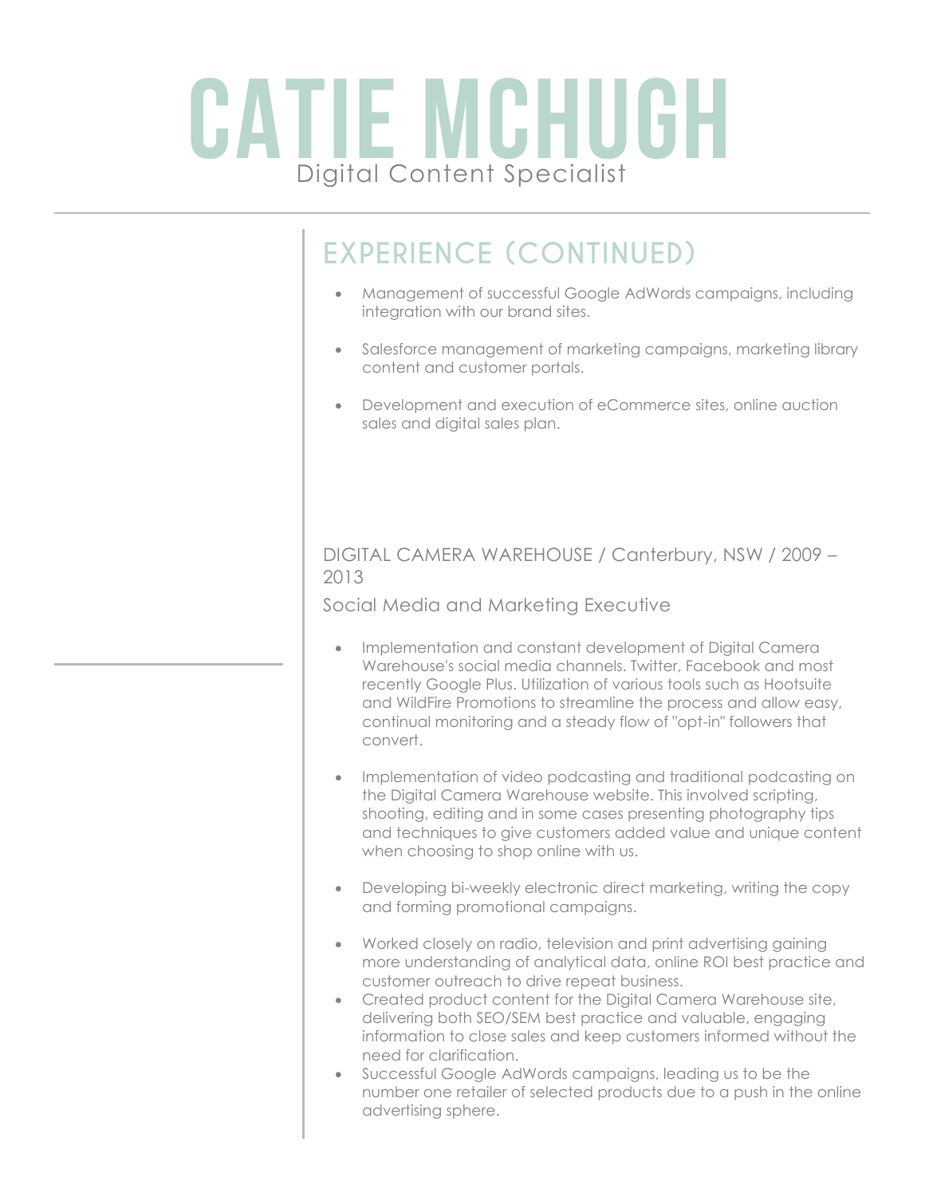# CATIE MCHUGH

Digital Content Specialist

## EXPERIENCE (CONTINUED)

- Management of successful Google AdWords campaigns, including integration with our brand sites.
- Salesforce management of marketing campaigns, marketing library content and customer portals.
- Development and execution of eCommerce sites, online auction sales and digital sales plan.

DIGITAL CAMERA WAREHOUSE / Canterbury, NSW / 2009 – 2013

Social Media and Marketing Executive

- Implementation and constant development of Digital Camera Warehouse's social media channels. Twitter, Facebook and most recently Google Plus. Utilization of various tools such as Hootsuite and WildFire Promotions to streamline the process and allow easy, continual monitoring and a steady flow of "opt-in" followers that convert.
- Implementation of video podcasting and traditional podcasting on the Digital Camera Warehouse website. This involved scripting, shooting, editing and in some cases presenting photography tips and techniques to give customers added value and unique content when choosing to shop online with us.
- Developing bi-weekly electronic direct marketing, writing the copy and forming promotional campaigns.
- Worked closely on radio, television and print advertising gaining more understanding of analytical data, online ROI best practice and customer outreach to drive repeat business.
- Created product content for the Digital Camera Warehouse site, delivering both SEO/SEM best practice and valuable, engaging information to close sales and keep customers informed without the need for clarification.
- Successful Google AdWords campaigns, leading us to be the number one retailer of selected products due to a push in the online advertising sphere.